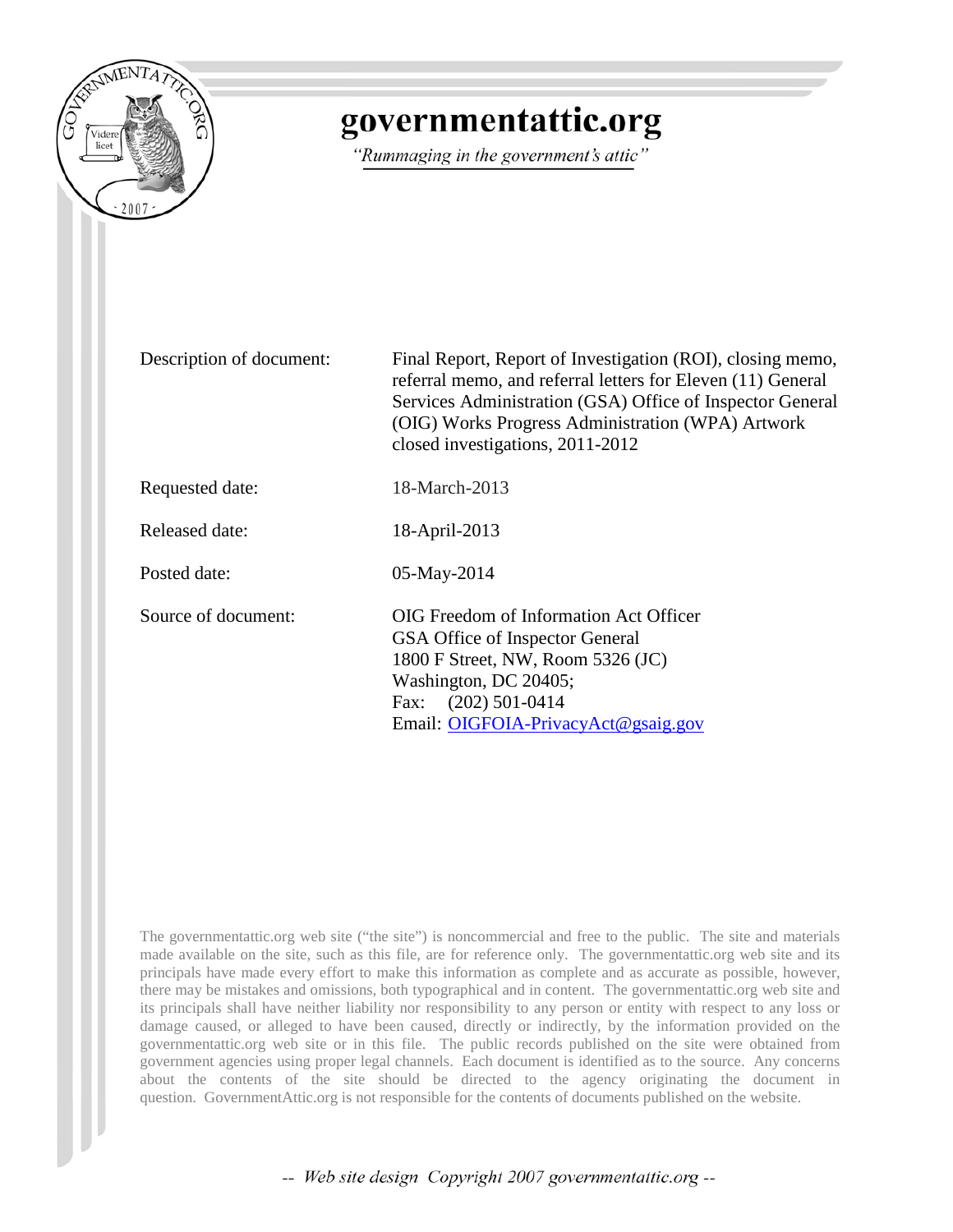# governmentattic.org

*"Rummaging in the government's attic"*

| | |
|---|---|
| Description of document: | Final Report, Report of Investigation (ROI), closing memo, referral memo, and referral letters for Eleven (11) General Services Administration (GSA) Office of Inspector General (OIG) Works Progress Administration (WPA) Artwork closed investigations, 2011-2012 |
| Requested date: | 18-March-2013 |
| Released date: | 18-April-2013 |
| Posted date: | 05-May-2014 |
| Source of document: | OIG Freedom of Information Act Officer<br>GSA Office of Inspector General<br>1800 F Street, NW, Room 5326 (JC)<br>Washington, DC 20405;<br>Fax: (202) 501-0414<br>Email: OIGFOIA-PrivacyAct@gsaig.gov |

The governmentattic.org web site ("the site") is noncommercial and free to the public. The site and materials made available on the site, such as this file, are for reference only. The governmentattic.org web site and its principals have made every effort to make this information as complete and as accurate as possible, however, there may be mistakes and omissions, both typographical and in content. The governmentattic.org web site and its principals shall have neither liability nor responsibility to any person or entity with respect to any loss or damage caused, or alleged to have been caused, directly or indirectly, by the information provided on the governmentattic.org web site or in this file. The public records published on the site were obtained from government agencies using proper legal channels. Each document is identified as to the source. Any concerns about the contents of the site should be directed to the agency originating the document in question. GovernmentAttic.org is not responsible for the contents of documents published on the website.

*-- Web site design Copyright 2007 governmentattic.org --*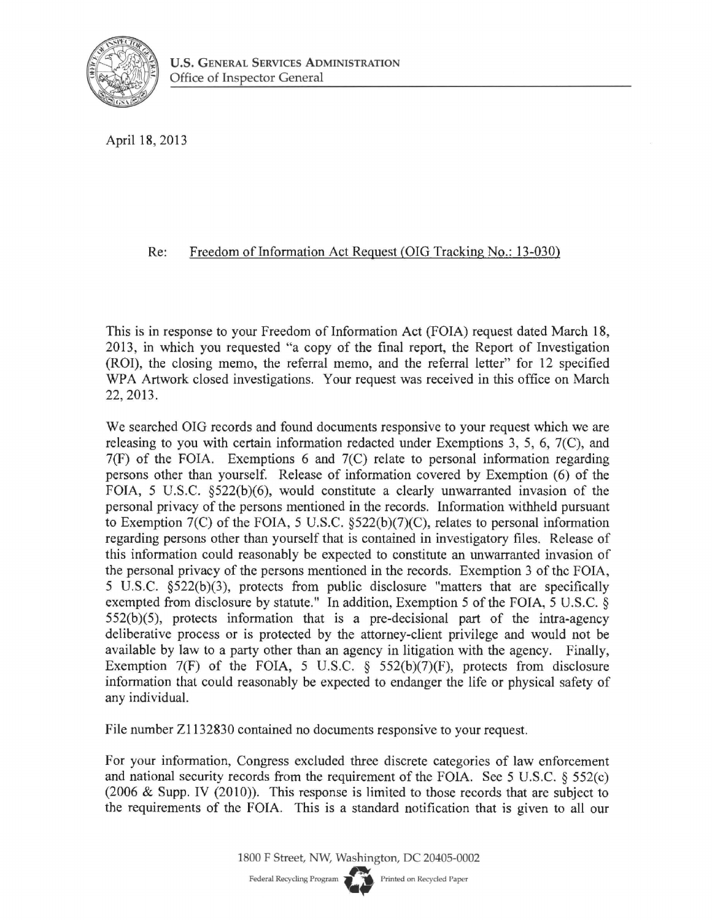U.S. GENERAL SERVICES ADMINISTRATION
Office of Inspector General

April 18, 2013

Re: Freedom of Information Act Request (OIG Tracking No.: 13-030)

This is in response to your Freedom of Information Act (FOIA) request dated March 18, 2013, in which you requested "a copy of the final report, the Report of Investigation (ROI), the closing memo, the referral memo, and the referral letter" for 12 specified WPA Artwork closed investigations. Your request was received in this office on March 22, 2013.

We searched OIG records and found documents responsive to your request which we are releasing to you with certain information redacted under Exemptions 3, 5, 6, 7(C), and 7(F) of the FOIA. Exemptions 6 and 7(C) relate to personal information regarding persons other than yourself. Release of information covered by Exemption (6) of the FOIA, 5 U.S.C. §522(b)(6), would constitute a clearly unwarranted invasion of the personal privacy of the persons mentioned in the records. Information withheld pursuant to Exemption 7(C) of the FOIA, 5 U.S.C. §522(b)(7)(C), relates to personal information regarding persons other than yourself that is contained in investigatory files. Release of this information could reasonably be expected to constitute an unwarranted invasion of the personal privacy of the persons mentioned in the records. Exemption 3 of the FOIA, 5 U.S.C. §522(b)(3), protects from public disclosure "matters that are specifically exempted from disclosure by statute." In addition, Exemption 5 of the FOIA, 5 U.S.C. § 552(b)(5), protects information that is a pre-decisional part of the intra-agency deliberative process or is protected by the attorney-client privilege and would not be available by law to a party other than an agency in litigation with the agency. Finally, Exemption 7(F) of the FOIA, 5 U.S.C. § 552(b)(7)(F), protects from disclosure information that could reasonably be expected to endanger the life or physical safety of any individual.

File number Z1132830 contained no documents responsive to your request.

For your information, Congress excluded three discrete categories of law enforcement and national security records from the requirement of the FOIA. See 5 U.S.C. § 552(c) (2006 & Supp. IV (2010)). This response is limited to those records that are subject to the requirements of the FOIA. This is a standard notification that is given to all our

1800 F Street, NW, Washington, DC 20405-0002

Federal Recycling Program Printed on Recycled Paper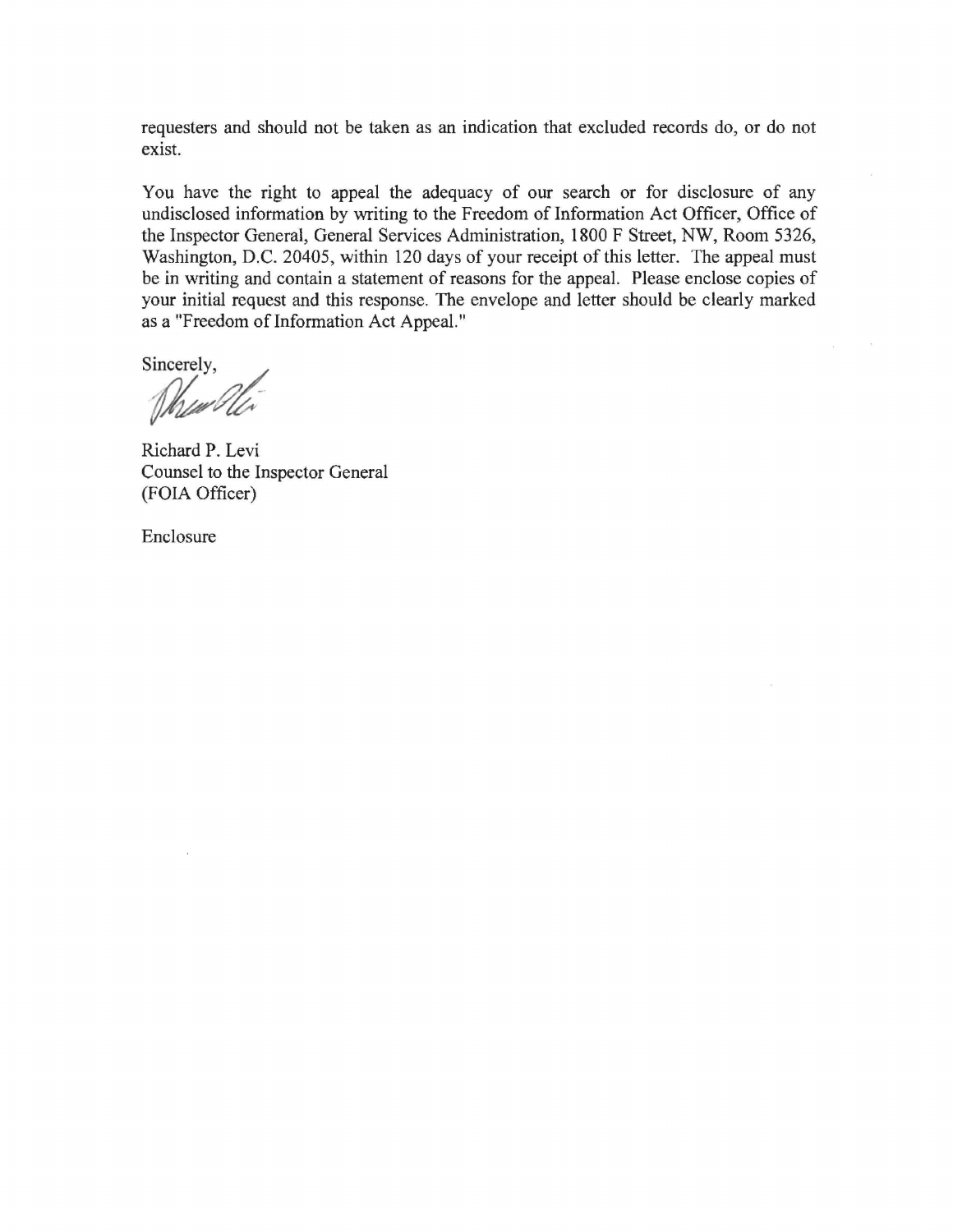requesters and should not be taken as an indication that excluded records do, or do not exist.

You have the right to appeal the adequacy of our search or for disclosure of any undisclosed information by writing to the Freedom of Information Act Officer, Office of the Inspector General, General Services Administration, 1800 F Street, NW, Room 5326, Washington, D.C. 20405, within 120 days of your receipt of this letter. The appeal must be in writing and contain a statement of reasons for the appeal. Please enclose copies of your initial request and this response. The envelope and letter should be clearly marked as a "Freedom of Information Act Appeal."

Sincerely,

Richard P. Levi
Counsel to the Inspector General
(FOIA Officer)

Enclosure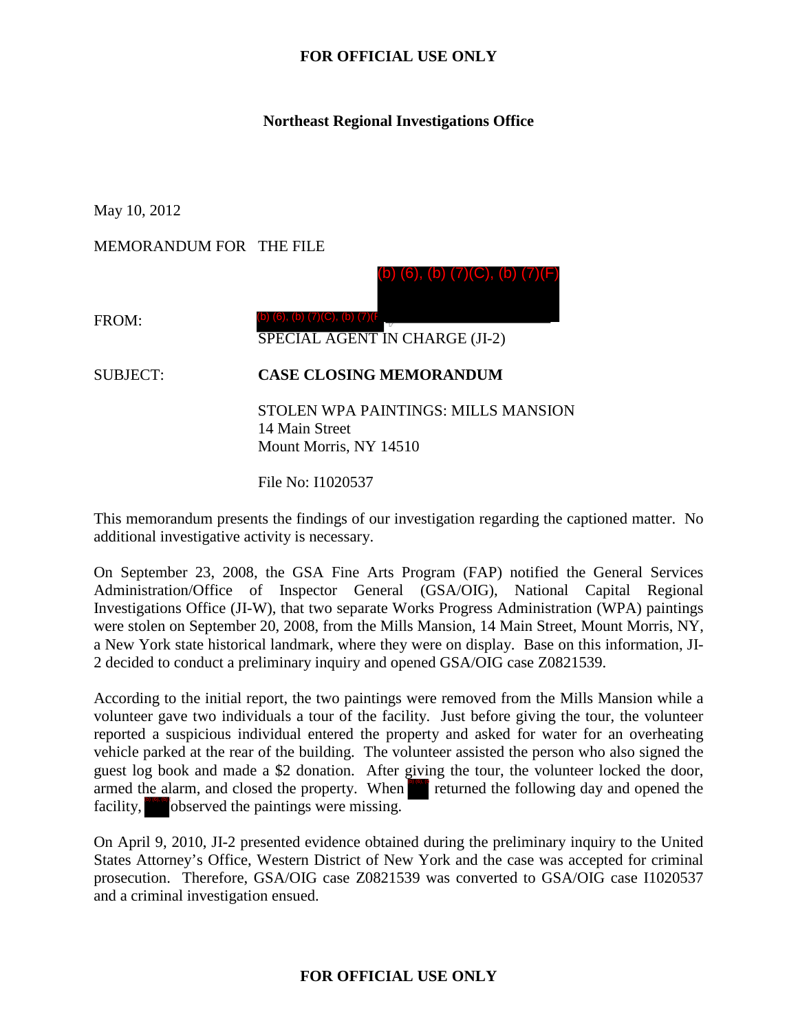**FOR OFFICIAL USE ONLY**

**Northeast Regional Investigations Office**

May 10, 2012

MEMORANDUM FOR THE FILE

(b) (6), (b) (7)(C), (b) (7)(F)

FROM: (b) (6), (b) (7)(C), (b) (7)(F)
SPECIAL AGENT IN CHARGE (JI-2)

SUBJECT: **CASE CLOSING MEMORANDUM**

STOLEN WPA PAINTINGS: MILLS MANSION
14 Main Street
Mount Morris, NY 14510

File No: I1020537

This memorandum presents the findings of our investigation regarding the captioned matter. No additional investigative activity is necessary.

On September 23, 2008, the GSA Fine Arts Program (FAP) notified the General Services Administration/Office of Inspector General (GSA/OIG), National Capital Regional Investigations Office (JI-W), that two separate Works Progress Administration (WPA) paintings were stolen on September 20, 2008, from the Mills Mansion, 14 Main Street, Mount Morris, NY, a New York state historical landmark, where they were on display. Base on this information, JI-2 decided to conduct a preliminary inquiry and opened GSA/OIG case Z0821539.

According to the initial report, the two paintings were removed from the Mills Mansion while a volunteer gave two individuals a tour of the facility. Just before giving the tour, the volunteer reported a suspicious individual entered the property and asked for water for an overheating vehicle parked at the rear of the building. The volunteer assisted the person who also signed the guest log book and made a $2 donation. After giving the tour, the volunteer locked the door, armed the alarm, and closed the property. When (b) (6), (b) returned the following day and opened the facility, (b) (6), (b) observed the paintings were missing.

On April 9, 2010, JI-2 presented evidence obtained during the preliminary inquiry to the United States Attorney's Office, Western District of New York and the case was accepted for criminal prosecution. Therefore, GSA/OIG case Z0821539 was converted to GSA/OIG case I1020537 and a criminal investigation ensued.

**FOR OFFICIAL USE ONLY**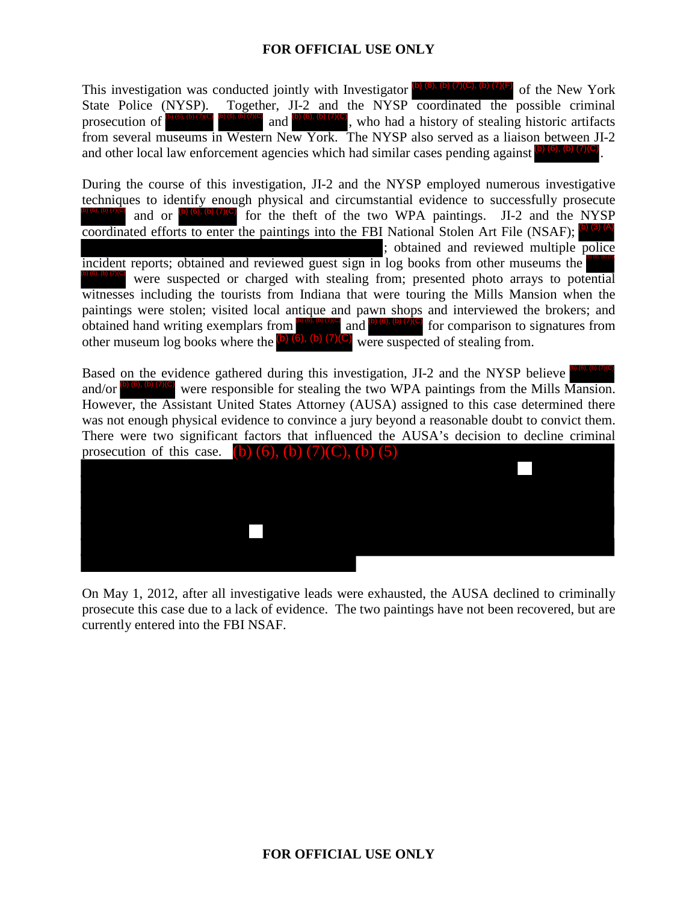This investigation was conducted jointly with Investigator (b) (6), (b) (7)(C), (b) (7)(F) of the New York State Police (NYSP). Together, JI-2 and the NYSP coordinated the possible criminal prosecution of (b) (6), (b) (7)(C) (b) (6), (b) (7)(C) and (b) (6), (b) (7)(C), who had a history of stealing historic artifacts from several museums in Western New York. The NYSP also served as a liaison between JI-2 and other local law enforcement agencies which had similar cases pending against (b) (6), (b) (7)(C).

During the course of this investigation, JI-2 and the NYSP employed numerous investigative techniques to identify enough physical and circumstantial evidence to successfully prosecute (b) (6), (b) (7)(C) and or (b) (6), (b) (7)(C) for the theft of the two WPA paintings. JI-2 and the NYSP coordinated efforts to enter the paintings into the FBI National Stolen Art File (NSAF); (b) (3) (A) ; obtained and reviewed multiple police incident reports; obtained and reviewed guest sign in log books from other museums the (b) (6), (b) (7)(C) were suspected or charged with stealing from; presented photo arrays to potential witnesses including the tourists from Indiana that were touring the Mills Mansion when the paintings were stolen; visited local antique and pawn shops and interviewed the brokers; and obtained hand writing exemplars from (b) (6), (b) (7)(C) and (b) (6), (b) (7)(C) for comparison to signatures from other museum log books where the (b) (6), (b) (7)(C) were suspected of stealing from.

Based on the evidence gathered during this investigation, JI-2 and the NYSP believe (b) (6), (b) (7)(C) and/or (b) (6), (b) (7)(C) were responsible for stealing the two WPA paintings from the Mills Mansion. However, the Assistant United States Attorney (AUSA) assigned to this case determined there was not enough physical evidence to convince a jury beyond a reasonable doubt to convict them. There were two significant factors that influenced the AUSA's decision to decline criminal prosecution of this case. (b) (6), (b) (7)(C), (b) (5)

On May 1, 2012, after all investigative leads were exhausted, the AUSA declined to criminally prosecute this case due to a lack of evidence. The two paintings have not been recovered, but are currently entered into the FBI NSAF.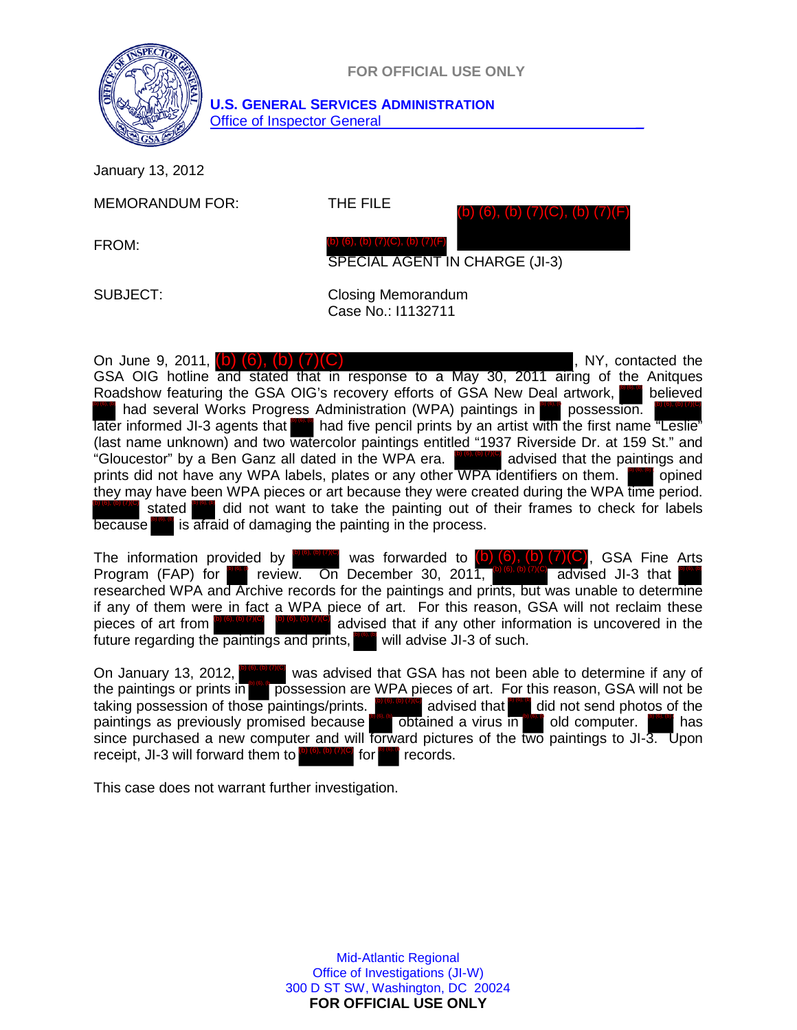FOR OFFICIAL USE ONLY

**U.S. GENERAL SERVICES ADMINISTRATION**
Office of Inspector General

January 13, 2012

MEMORANDUM FOR: THE FILE (b) (6), (b) (7)(C), (b) (7)(F)

FROM: (b) (6), (b) (7)(C), (b) (7)(F)
SPECIAL AGENT IN CHARGE (JI-3)

SUBJECT: Closing Memorandum
Case No.: I1132711

On June 9, 2011, (b) (6), (b) (7)(C), NY, contacted the GSA OIG hotline and stated that in response to a May 30, 2011 airing of the Anitques Roadshow featuring the GSA OIG's recovery efforts of GSA New Deal artwork, (b) (6), (b) believed (b) (6), (b) had several Works Progress Administration (WPA) paintings in (b) (6), (b) possession. (b) (6), (b) (7)(C) later informed JI-3 agents that (b) (6), (b) had five pencil prints by an artist with the first name "Leslie" (last name unknown) and two watercolor paintings entitled "1937 Riverside Dr. at 159 St." and "Gloucestor" by a Ben Ganz all dated in the WPA era. (b) (6), (b) (7)(C) advised that the paintings and prints did not have any WPA labels, plates or any other WPA identifiers on them. (b) (6), (b) opined they may have been WPA pieces or art because they were created during the WPA time period. (b) (6), (b) (7)(C) stated (b) (6), (b) did not want to take the painting out of their frames to check for labels because (b) (6), (b) is afraid of damaging the painting in the process.

The information provided by (b) (6), (b) (7)(C) was forwarded to (b) (6), (b) (7)(C), GSA Fine Arts Program (FAP) for (b) (6), (b) review. On December 30, 2011, (b) (6), (b) (7)(C) advised JI-3 that (b) (6), (b) researched WPA and Archive records for the paintings and prints, but was unable to determine if any of them were in fact a WPA piece of art. For this reason, GSA will not reclaim these pieces of art from (b) (6), (b) (7)(C). (b) (6), (b) (7)(C) advised that if any other information is uncovered in the future regarding the paintings and prints, (b) (6), (b) will advise JI-3 of such.

On January 13, 2012, (b) (6), (b) (7)(C) was advised that GSA has not been able to determine if any of the paintings or prints in (b) (6), (b) possession are WPA pieces of art. For this reason, GSA will not be taking possession of those paintings/prints. (b) (6), (b) (7)(C) advised that (b) (6), (b) did not send photos of the paintings as previously promised because (b) (6), (b) obtained a virus in (b) (6), (b) old computer. (b) (6), (b) has since purchased a new computer and will forward pictures of the two paintings to JI-3. Upon receipt, JI-3 will forward them to (b) (6), (b) (7)(C) for (b) (6), (b) records.

This case does not warrant further investigation.

Mid-Atlantic Regional
Office of Investigations (JI-W)
300 D ST SW, Washington, DC 20024
**FOR OFFICIAL USE ONLY**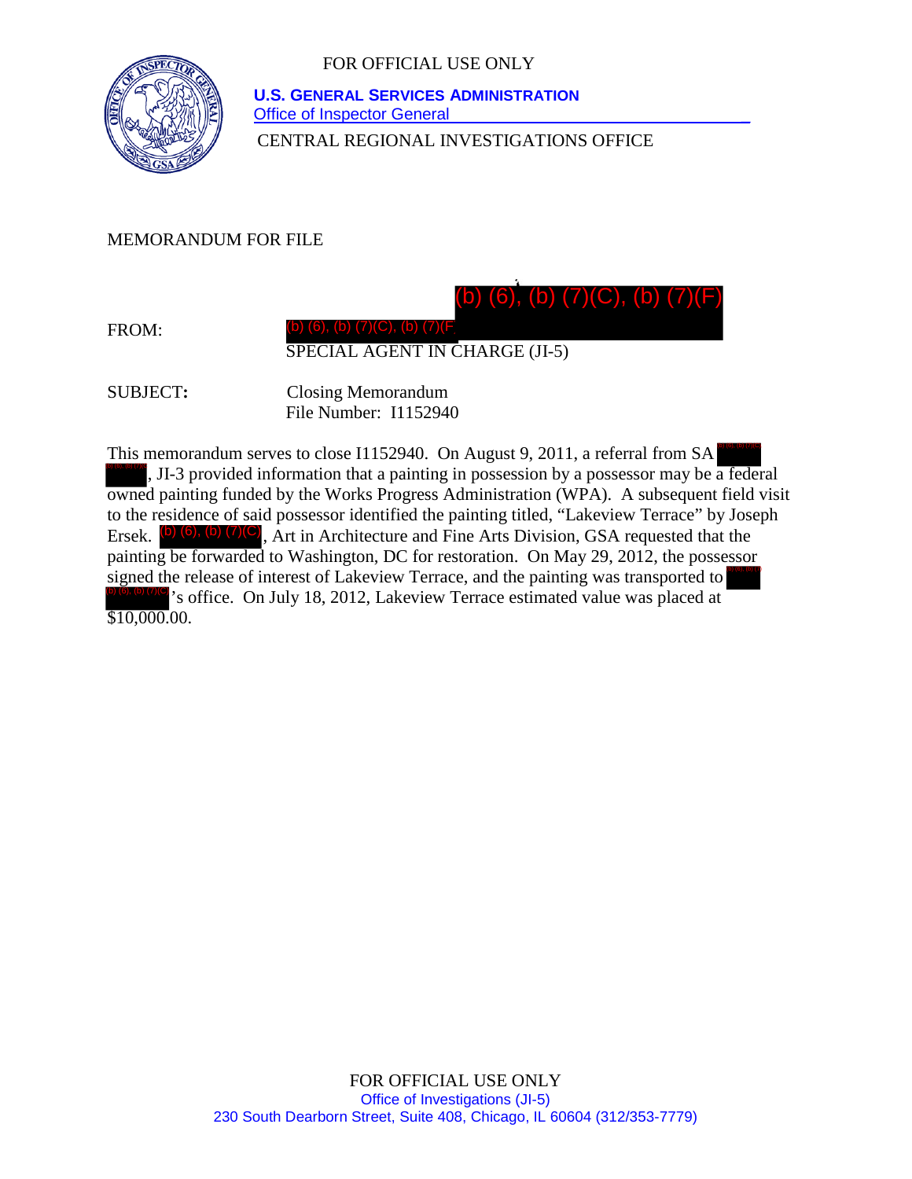FOR OFFICIAL USE ONLY

**U.S. GENERAL SERVICES ADMINISTRATION**
Office of Inspector General

CENTRAL REGIONAL INVESTIGATIONS OFFICE

MEMORANDUM FOR FILE

(b) (6), (b) (7)(C), (b) (7)(F)

FROM: (b) (6), (b) (7)(C), (b) (7)(F)
SPECIAL AGENT IN CHARGE (JI-5)

**SUBJECT:** Closing Memorandum
File Number: I1152940

This memorandum serves to close I1152940. On August 9, 2011, a referral from SA (b) (6), (b) (7)(C), JI-3 provided information that a painting in possession by a possessor may be a federal owned painting funded by the Works Progress Administration (WPA). A subsequent field visit to the residence of said possessor identified the painting titled, "Lakeview Terrace" by Joseph Ersek. (b) (6), (b) (7)(C), Art in Architecture and Fine Arts Division, GSA requested that the painting be forwarded to Washington, DC for restoration. On May 29, 2012, the possessor signed the release of interest of Lakeview Terrace, and the painting was transported to (b) (6), (b) (7)(C)'s office. On July 18, 2012, Lakeview Terrace estimated value was placed at $10,000.00.

FOR OFFICIAL USE ONLY
Office of Investigations (JI-5)
230 South Dearborn Street, Suite 408, Chicago, IL 60604 (312/353-7779)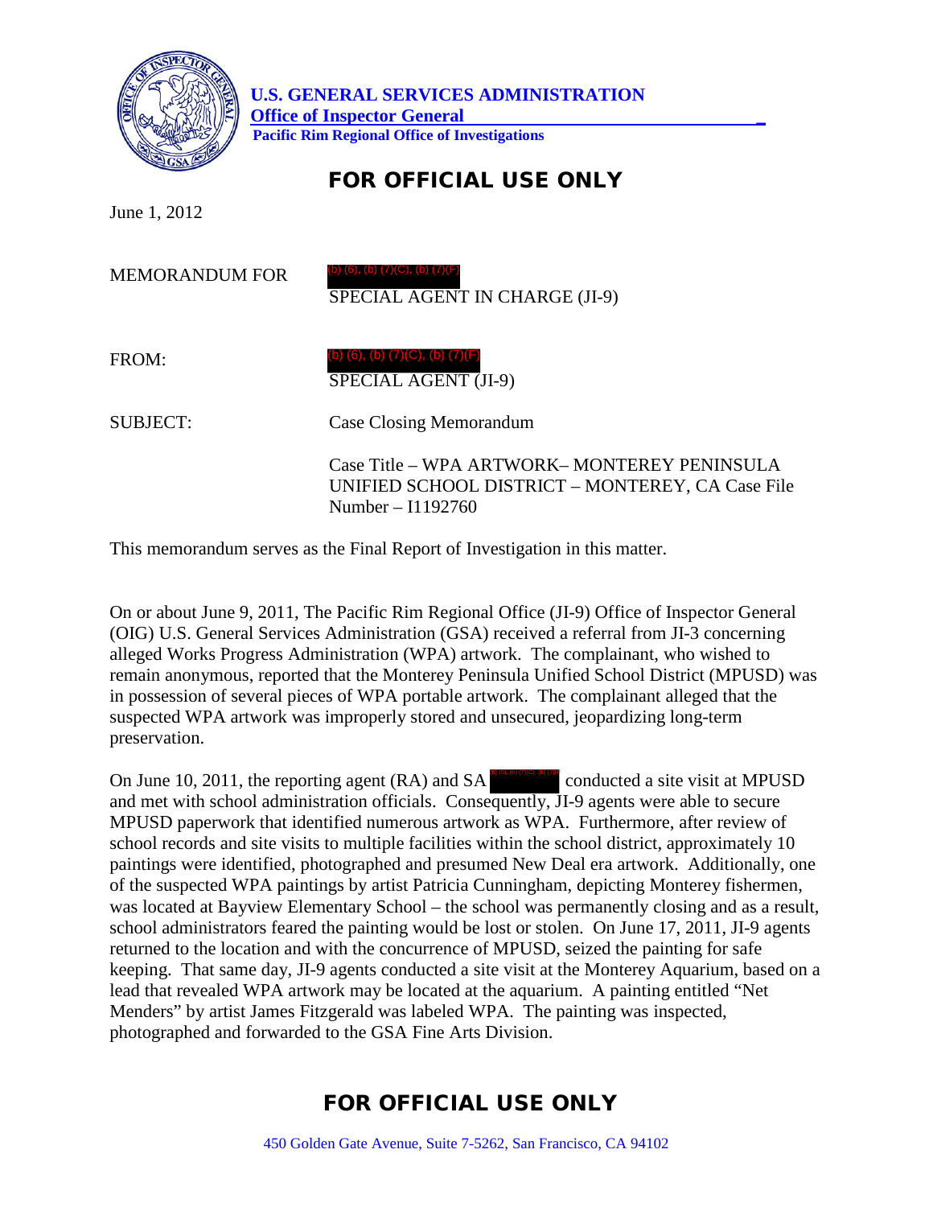**U.S. GENERAL SERVICES ADMINISTRATION**
**Office of Inspector General**
**Pacific Rim Regional Office of Investigations**

## FOR OFFICIAL USE ONLY

June 1, 2012

MEMORANDUM FOR (b) (6), (b) (7)(C), (b) (7)(F)
SPECIAL AGENT IN CHARGE (JI-9)

FROM: (b) (6), (b) (7)(C), (b) (7)(F)
SPECIAL AGENT (JI-9)

SUBJECT: Case Closing Memorandum

Case Title – WPA ARTWORK– MONTEREY PENINSULA UNIFIED SCHOOL DISTRICT – MONTEREY, CA Case File Number – I1192760

This memorandum serves as the Final Report of Investigation in this matter.

On or about June 9, 2011, The Pacific Rim Regional Office (JI-9) Office of Inspector General (OIG) U.S. General Services Administration (GSA) received a referral from JI-3 concerning alleged Works Progress Administration (WPA) artwork. The complainant, who wished to remain anonymous, reported that the Monterey Peninsula Unified School District (MPUSD) was in possession of several pieces of WPA portable artwork. The complainant alleged that the suspected WPA artwork was improperly stored and unsecured, jeopardizing long-term preservation.

On June 10, 2011, the reporting agent (RA) and SA (b) (6), (b) (7)(C), (b) (7)(F) conducted a site visit at MPUSD and met with school administration officials. Consequently, JI-9 agents were able to secure MPUSD paperwork that identified numerous artwork as WPA. Furthermore, after review of school records and site visits to multiple facilities within the school district, approximately 10 paintings were identified, photographed and presumed New Deal era artwork. Additionally, one of the suspected WPA paintings by artist Patricia Cunningham, depicting Monterey fishermen, was located at Bayview Elementary School – the school was permanently closing and as a result, school administrators feared the painting would be lost or stolen. On June 17, 2011, JI-9 agents returned to the location and with the concurrence of MPUSD, seized the painting for safe keeping. That same day, JI-9 agents conducted a site visit at the Monterey Aquarium, based on a lead that revealed WPA artwork may be located at the aquarium. A painting entitled "Net Menders" by artist James Fitzgerald was labeled WPA. The painting was inspected, photographed and forwarded to the GSA Fine Arts Division.

## FOR OFFICIAL USE ONLY

450 Golden Gate Avenue, Suite 7-5262, San Francisco, CA 94102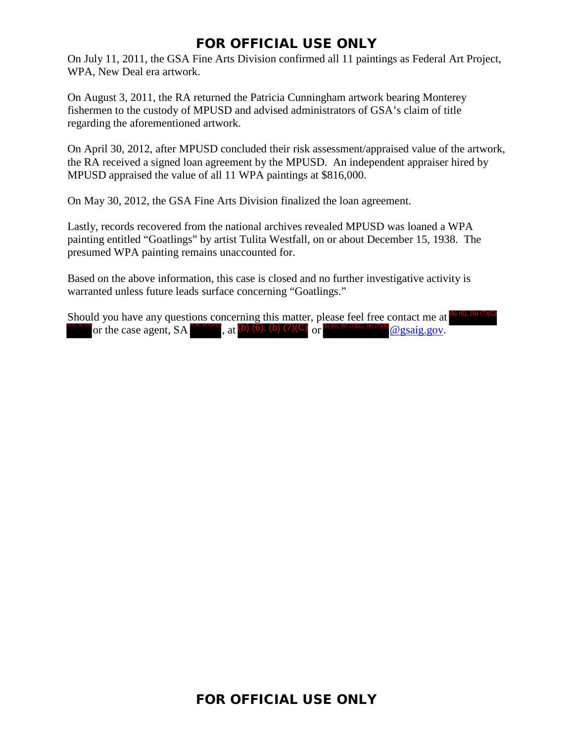On July 11, 2011, the GSA Fine Arts Division confirmed all 11 paintings as Federal Art Project, WPA, New Deal era artwork.

On August 3, 2011, the RA returned the Patricia Cunningham artwork bearing Monterey fishermen to the custody of MPUSD and advised administrators of GSA's claim of title regarding the aforementioned artwork.

On April 30, 2012, after MPUSD concluded their risk assessment/appraised value of the artwork, the RA received a signed loan agreement by the MPUSD. An independent appraiser hired by MPUSD appraised the value of all 11 WPA paintings at $816,000.

On May 30, 2012, the GSA Fine Arts Division finalized the loan agreement.

Lastly, records recovered from the national archives revealed MPUSD was loaned a WPA painting entitled "Goatlings" by artist Tulita Westfall, on or about December 15, 1938. The presumed WPA painting remains unaccounted for.

Based on the above information, this case is closed and no further investigative activity is warranted unless future leads surface concerning "Goatlings."

Should you have any questions concerning this matter, please feel free contact me at (b) (6), (b) (7)(C) (b) (6), (b) (7)(C) or the case agent, SA (b) (6), (b) (7)(C), at (b) (6), (b) (7)(C) or (b) (6), (b) (7)(C), (b) (7)(F)@gsaig.gov.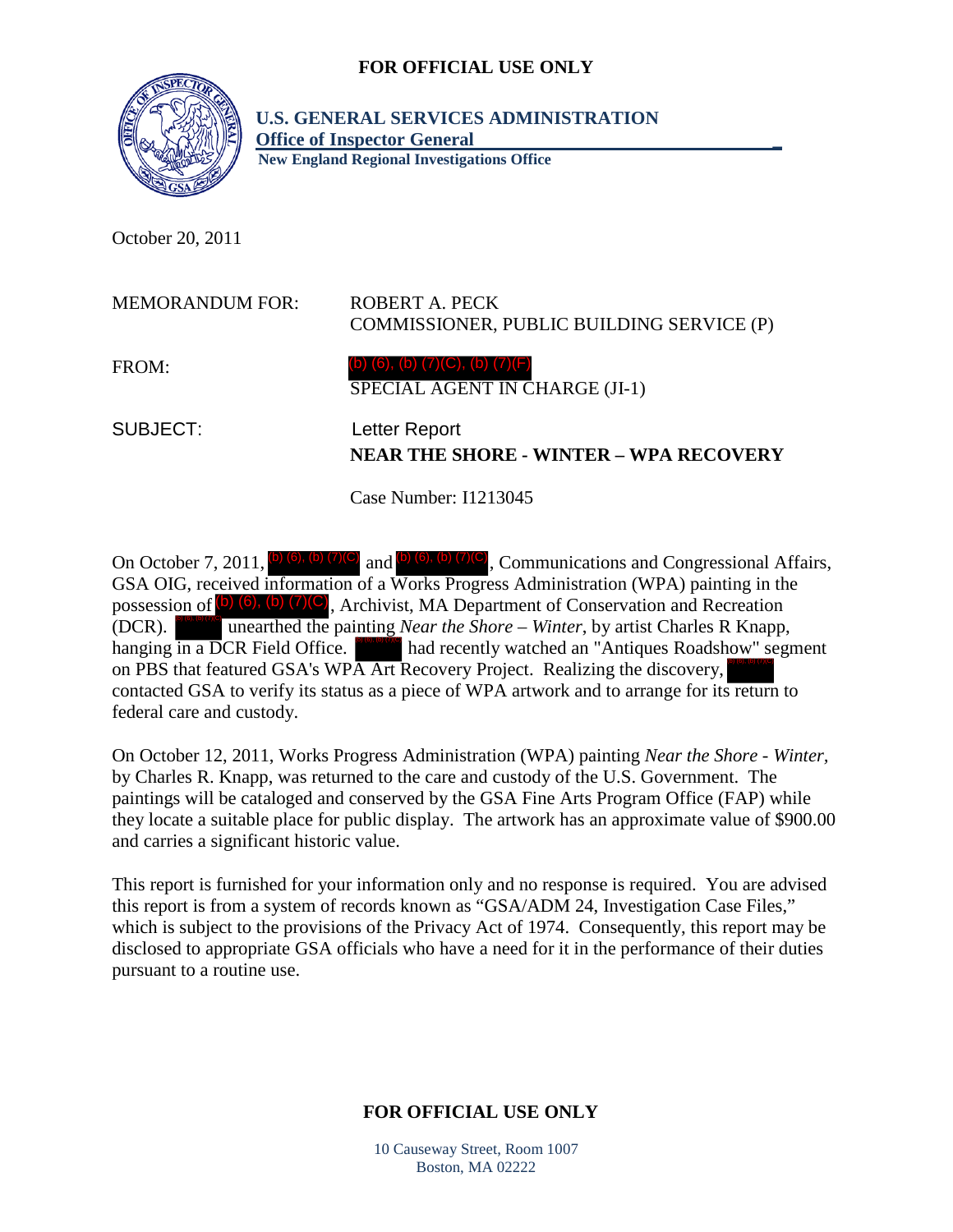**FOR OFFICIAL USE ONLY**

**U.S. GENERAL SERVICES ADMINISTRATION**
**Office of Inspector General**
**New England Regional Investigations Office**

October 20, 2011

MEMORANDUM FOR: ROBERT A. PECK
COMMISSIONER, PUBLIC BUILDING SERVICE (P)

FROM: (b) (6), (b) (7)(C), (b) (7)(F)
SPECIAL AGENT IN CHARGE (JI-1)

SUBJECT: Letter Report
**NEAR THE SHORE - WINTER – WPA RECOVERY**

Case Number: I1213045

On October 7, 2011, (b) (6), (b) (7)(C) and (b) (6), (b) (7)(C), Communications and Congressional Affairs, GSA OIG, received information of a Works Progress Administration (WPA) painting in the possession of (b) (6), (b) (7)(C), Archivist, MA Department of Conservation and Recreation (DCR). (b) (6), (b) (7)(C) unearthed the painting *Near the Shore – Winter*, by artist Charles R Knapp, hanging in a DCR Field Office. (b) (6), (b) (7)(C) had recently watched an "Antiques Roadshow" segment on PBS that featured GSA's WPA Art Recovery Project. Realizing the discovery, (b) (6), (b) (7)(C) contacted GSA to verify its status as a piece of WPA artwork and to arrange for its return to federal care and custody.

On October 12, 2011, Works Progress Administration (WPA) painting *Near the Shore - Winter*, by Charles R. Knapp, was returned to the care and custody of the U.S. Government. The paintings will be cataloged and conserved by the GSA Fine Arts Program Office (FAP) while they locate a suitable place for public display. The artwork has an approximate value of $900.00 and carries a significant historic value.

This report is furnished for your information only and no response is required. You are advised this report is from a system of records known as "GSA/ADM 24, Investigation Case Files," which is subject to the provisions of the Privacy Act of 1974. Consequently, this report may be disclosed to appropriate GSA officials who have a need for it in the performance of their duties pursuant to a routine use.

**FOR OFFICIAL USE ONLY**

10 Causeway Street, Room 1007
Boston, MA 02222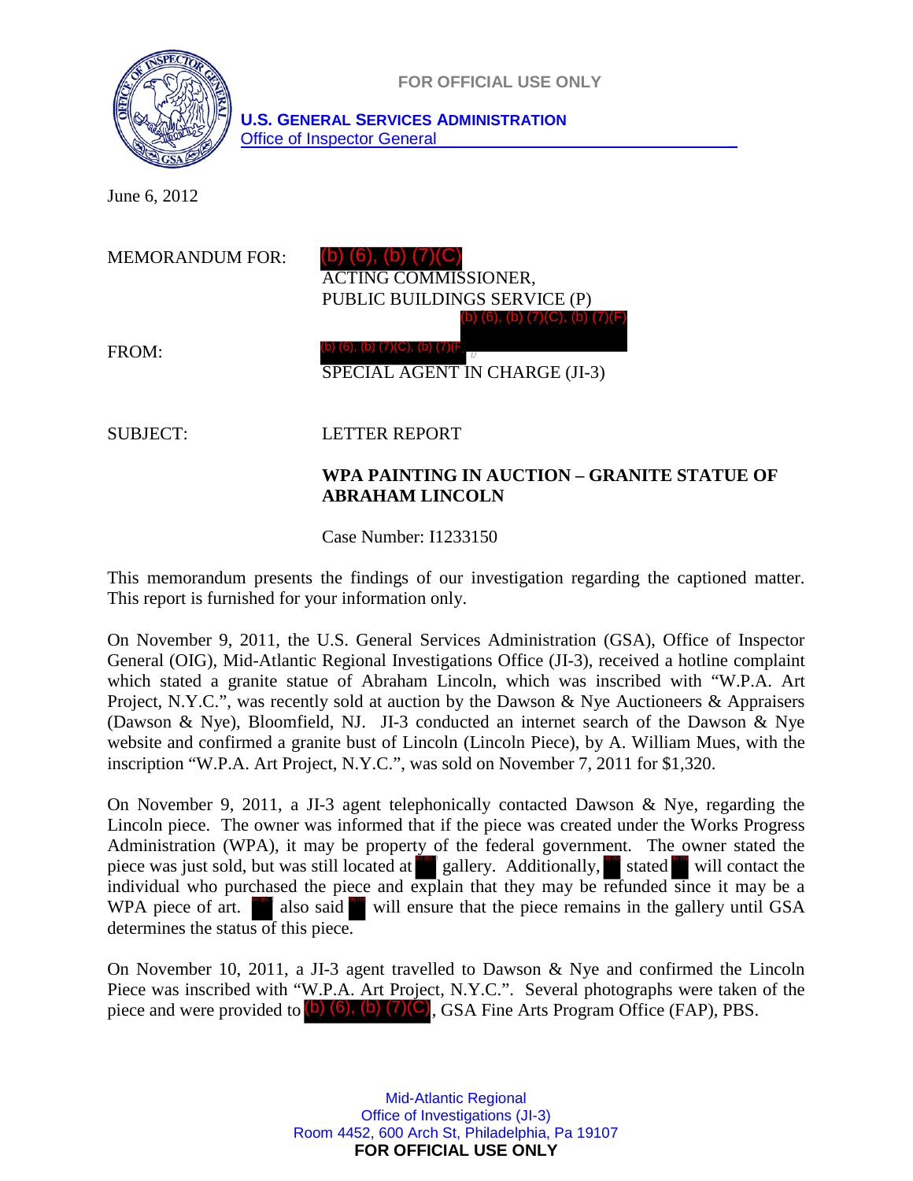FOR OFFICIAL USE ONLY

**U.S. GENERAL SERVICES ADMINISTRATION**
Office of Inspector General

June 6, 2012

MEMORANDUM FOR: (b) (6), (b) (7)(C)
ACTING COMMISSIONER,
PUBLIC BUILDINGS SERVICE (P)

FROM: (b) (6), (b) (7)(C), (b) (7)(F)
SPECIAL AGENT IN CHARGE (JI-3)

SUBJECT: LETTER REPORT

**WPA PAINTING IN AUCTION – GRANITE STATUE OF ABRAHAM LINCOLN**

Case Number: I1233150

This memorandum presents the findings of our investigation regarding the captioned matter. This report is furnished for your information only.

On November 9, 2011, the U.S. General Services Administration (GSA), Office of Inspector General (OIG), Mid-Atlantic Regional Investigations Office (JI-3), received a hotline complaint which stated a granite statue of Abraham Lincoln, which was inscribed with "W.P.A. Art Project, N.Y.C.", was recently sold at auction by the Dawson & Nye Auctioneers & Appraisers (Dawson & Nye), Bloomfield, NJ. JI-3 conducted an internet search of the Dawson & Nye website and confirmed a granite bust of Lincoln (Lincoln Piece), by A. William Mues, with the inscription "W.P.A. Art Project, N.Y.C.", was sold on November 7, 2011 for $1,320.

On November 9, 2011, a JI-3 agent telephonically contacted Dawson & Nye, regarding the Lincoln piece. The owner was informed that if the piece was created under the Works Progress Administration (WPA), it may be property of the federal government. The owner stated the piece was just sold, but was still located at (b)(6) gallery. Additionally, (b)(6) stated (b)(6) will contact the individual who purchased the piece and explain that they may be refunded since it may be a WPA piece of art. (b)(6) also said (b)(6) will ensure that the piece remains in the gallery until GSA determines the status of this piece.

On November 10, 2011, a JI-3 agent travelled to Dawson & Nye and confirmed the Lincoln Piece was inscribed with "W.P.A. Art Project, N.Y.C.". Several photographs were taken of the piece and were provided to (b) (6), (b) (7)(C), GSA Fine Arts Program Office (FAP), PBS.

Mid-Atlantic Regional
Office of Investigations (JI-3)
Room 4452, 600 Arch St, Philadelphia, Pa 19107
FOR OFFICIAL USE ONLY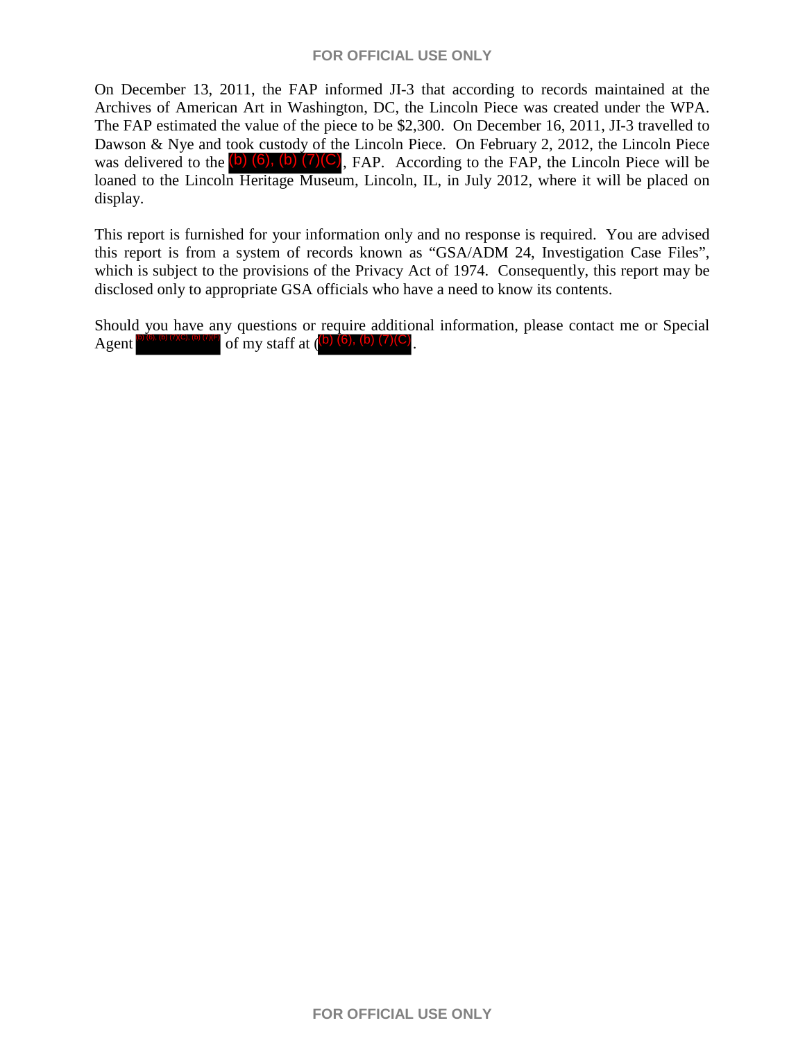On December 13, 2011, the FAP informed JI-3 that according to records maintained at the Archives of American Art in Washington, DC, the Lincoln Piece was created under the WPA. The FAP estimated the value of the piece to be $2,300. On December 16, 2011, JI-3 travelled to Dawson & Nye and took custody of the Lincoln Piece. On February 2, 2012, the Lincoln Piece was delivered to the (b) (6), (b) (7)(C), FAP. According to the FAP, the Lincoln Piece will be loaned to the Lincoln Heritage Museum, Lincoln, IL, in July 2012, where it will be placed on display.

This report is furnished for your information only and no response is required. You are advised this report is from a system of records known as "GSA/ADM 24, Investigation Case Files", which is subject to the provisions of the Privacy Act of 1974. Consequently, this report may be disclosed only to appropriate GSA officials who have a need to know its contents.

Should you have any questions or require additional information, please contact me or Special Agent (b) (6), (b) (7)(C), (b) (7)(F) of my staff at (b) (6), (b) (7)(C).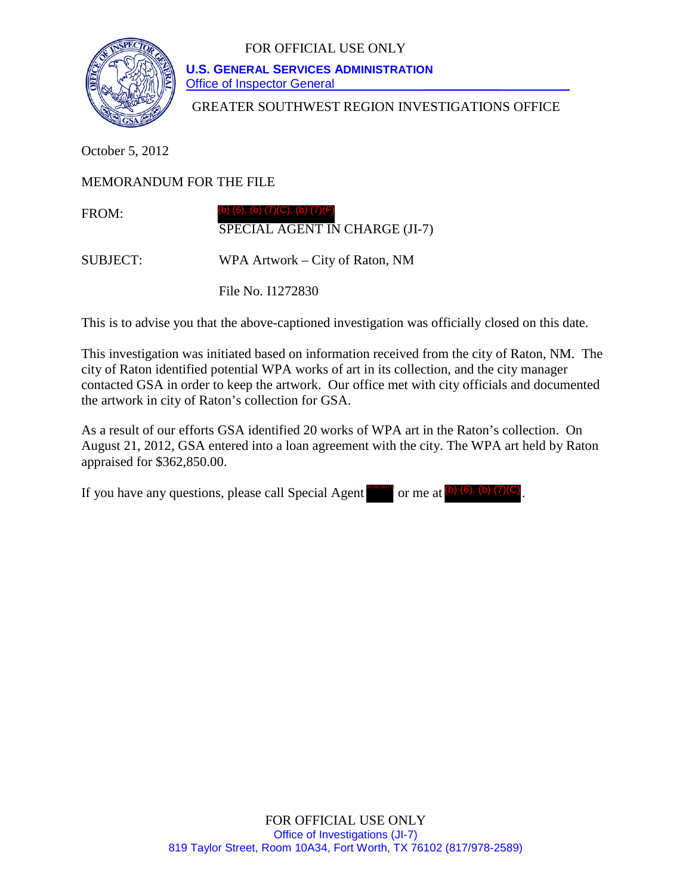FOR OFFICIAL USE ONLY

**U.S. GENERAL SERVICES ADMINISTRATION**
Office of Inspector General

GREATER SOUTHWEST REGION INVESTIGATIONS OFFICE

October 5, 2012

MEMORANDUM FOR THE FILE

FROM: (b) (6), (b) (7)(C), (b) (7)(F)
SPECIAL AGENT IN CHARGE (JI-7)

SUBJECT: WPA Artwork – City of Raton, NM

File No. I1272830

This is to advise you that the above-captioned investigation was officially closed on this date.

This investigation was initiated based on information received from the city of Raton, NM. The city of Raton identified potential WPA works of art in its collection, and the city manager contacted GSA in order to keep the artwork. Our office met with city officials and documented the artwork in city of Raton's collection for GSA.

As a result of our efforts GSA identified 20 works of WPA art in the Raton's collection. On August 21, 2012, GSA entered into a loan agreement with the city. The WPA art held by Raton appraised for $362,850.00.

If you have any questions, please call Special Agent (b) (6), (b) (7) or me at (b) (6), (b) (7)(C).

FOR OFFICIAL USE ONLY
Office of Investigations (JI-7)
819 Taylor Street, Room 10A34, Fort Worth, TX 76102 (817/978-2589)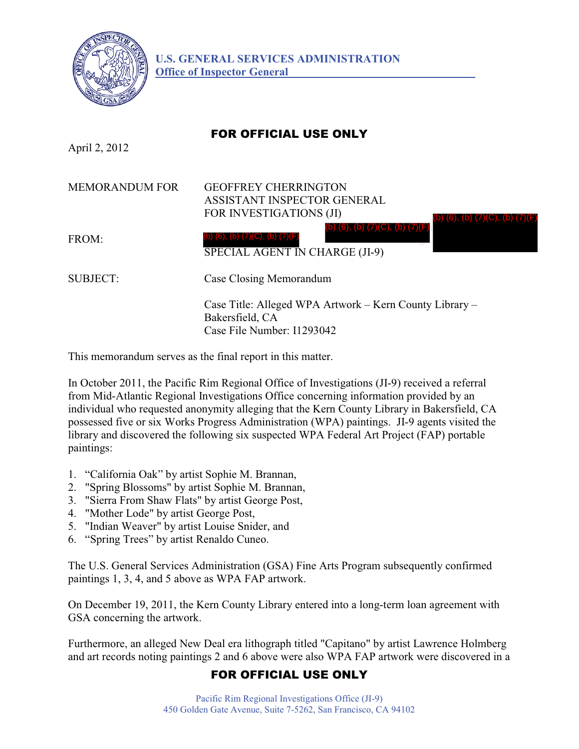U.S. GENERAL SERVICES ADMINISTRATION
Office of Inspector General

**FOR OFFICIAL USE ONLY**

April 2, 2012

MEMORANDUM FOR GEOFFREY CHERRINGTON
ASSISTANT INSPECTOR GENERAL
FOR INVESTIGATIONS (JI)

(b) (6), (b) (7)(C), (b) (7)(F)

FROM: (b) (6), (b) (7)(C), (b) (7)(F) (b) (6), (b) (7)(C), (b) (7)(F)
SPECIAL AGENT IN CHARGE (JI-9)

SUBJECT: Case Closing Memorandum

Case Title: Alleged WPA Artwork – Kern County Library – Bakersfield, CA
Case File Number: I1293042

This memorandum serves as the final report in this matter.

In October 2011, the Pacific Rim Regional Office of Investigations (JI-9) received a referral from Mid-Atlantic Regional Investigations Office concerning information provided by an individual who requested anonymity alleging that the Kern County Library in Bakersfield, CA possessed five or six Works Progress Administration (WPA) paintings. JI-9 agents visited the library and discovered the following six suspected WPA Federal Art Project (FAP) portable paintings:

1. "California Oak" by artist Sophie M. Brannan,
2. "Spring Blossoms" by artist Sophie M. Brannan,
3. "Sierra From Shaw Flats" by artist George Post,
4. "Mother Lode" by artist George Post,
5. "Indian Weaver" by artist Louise Snider, and
6. "Spring Trees" by artist Renaldo Cuneo.

The U.S. General Services Administration (GSA) Fine Arts Program subsequently confirmed paintings 1, 3, 4, and 5 above as WPA FAP artwork.

On December 19, 2011, the Kern County Library entered into a long-term loan agreement with GSA concerning the artwork.

Furthermore, an alleged New Deal era lithograph titled "Capitano" by artist Lawrence Holmberg and art records noting paintings 2 and 6 above were also WPA FAP artwork were discovered in a

**FOR OFFICIAL USE ONLY**

Pacific Rim Regional Investigations Office (JI-9)
450 Golden Gate Avenue, Suite 7-5262, San Francisco, CA 94102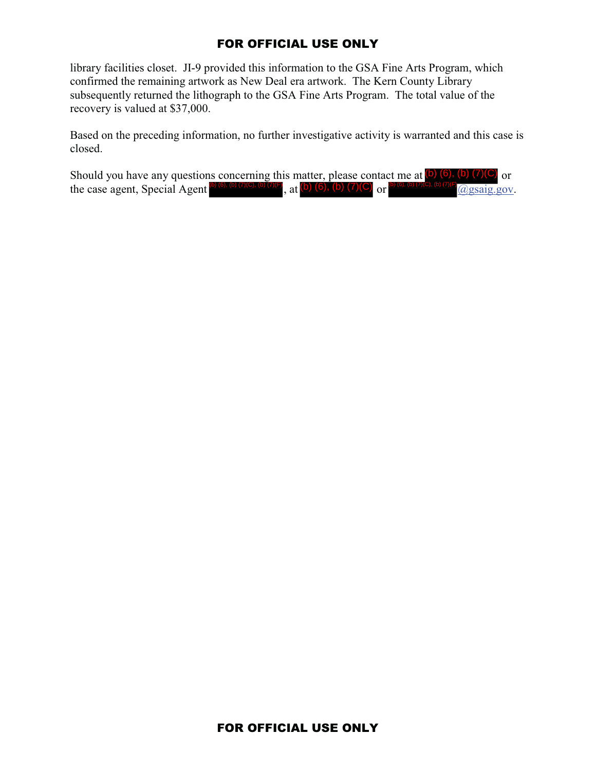library facilities closet. JI-9 provided this information to the GSA Fine Arts Program, which confirmed the remaining artwork as New Deal era artwork. The Kern County Library subsequently returned the lithograph to the GSA Fine Arts Program. The total value of the recovery is valued at $37,000.

Based on the preceding information, no further investigative activity is warranted and this case is closed.

Should you have any questions concerning this matter, please contact me at (b) (6), (b) (7)(C) or the case agent, Special Agent (b) (6), (b) (7)(C), (b) (7)(F), at (b) (6), (b) (7)(C) or (b) (6), (b) (7)(C), (b) (7)(F)@gsaig.gov.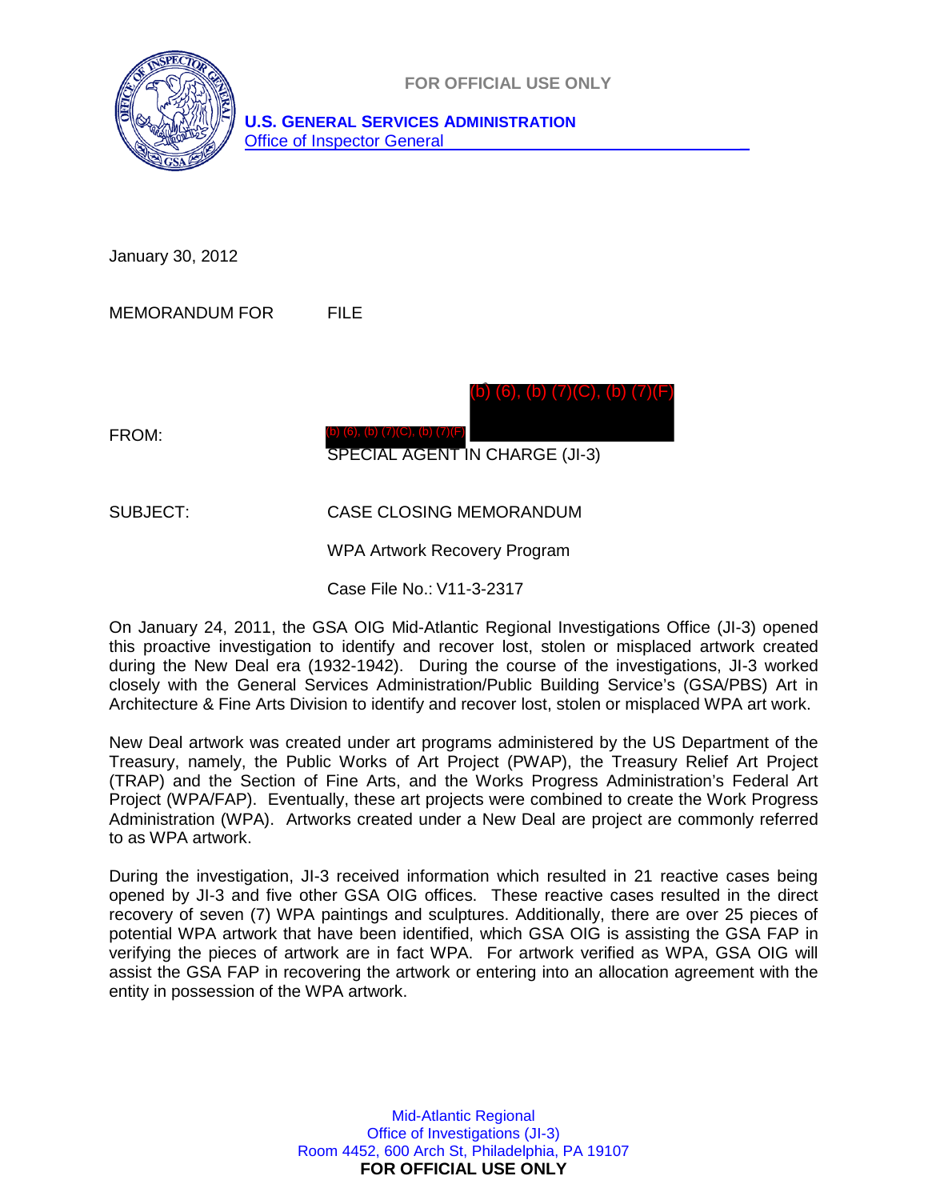FOR OFFICIAL USE ONLY

**U.S. GENERAL SERVICES ADMINISTRATION**
Office of Inspector General

January 30, 2012

MEMORANDUM FOR FILE

FROM: (b) (6), (b) (7)(C), (b) (7)(F)
(b) (6), (b) (7)(C), (b) (7)(F)
SPECIAL AGENT IN CHARGE (JI-3)

SUBJECT: CASE CLOSING MEMORANDUM
WPA Artwork Recovery Program
Case File No.: V11-3-2317

On January 24, 2011, the GSA OIG Mid-Atlantic Regional Investigations Office (JI-3) opened this proactive investigation to identify and recover lost, stolen or misplaced artwork created during the New Deal era (1932-1942). During the course of the investigations, JI-3 worked closely with the General Services Administration/Public Building Service's (GSA/PBS) Art in Architecture & Fine Arts Division to identify and recover lost, stolen or misplaced WPA art work.

New Deal artwork was created under art programs administered by the US Department of the Treasury, namely, the Public Works of Art Project (PWAP), the Treasury Relief Art Project (TRAP) and the Section of Fine Arts, and the Works Progress Administration's Federal Art Project (WPA/FAP). Eventually, these art projects were combined to create the Work Progress Administration (WPA). Artworks created under a New Deal are project are commonly referred to as WPA artwork.

During the investigation, JI-3 received information which resulted in 21 reactive cases being opened by JI-3 and five other GSA OIG offices. These reactive cases resulted in the direct recovery of seven (7) WPA paintings and sculptures. Additionally, there are over 25 pieces of potential WPA artwork that have been identified, which GSA OIG is assisting the GSA FAP in verifying the pieces of artwork are in fact WPA. For artwork verified as WPA, GSA OIG will assist the GSA FAP in recovering the artwork or entering into an allocation agreement with the entity in possession of the WPA artwork.

Mid-Atlantic Regional
Office of Investigations (JI-3)
Room 4452, 600 Arch St, Philadelphia, PA 19107
**FOR OFFICIAL USE ONLY**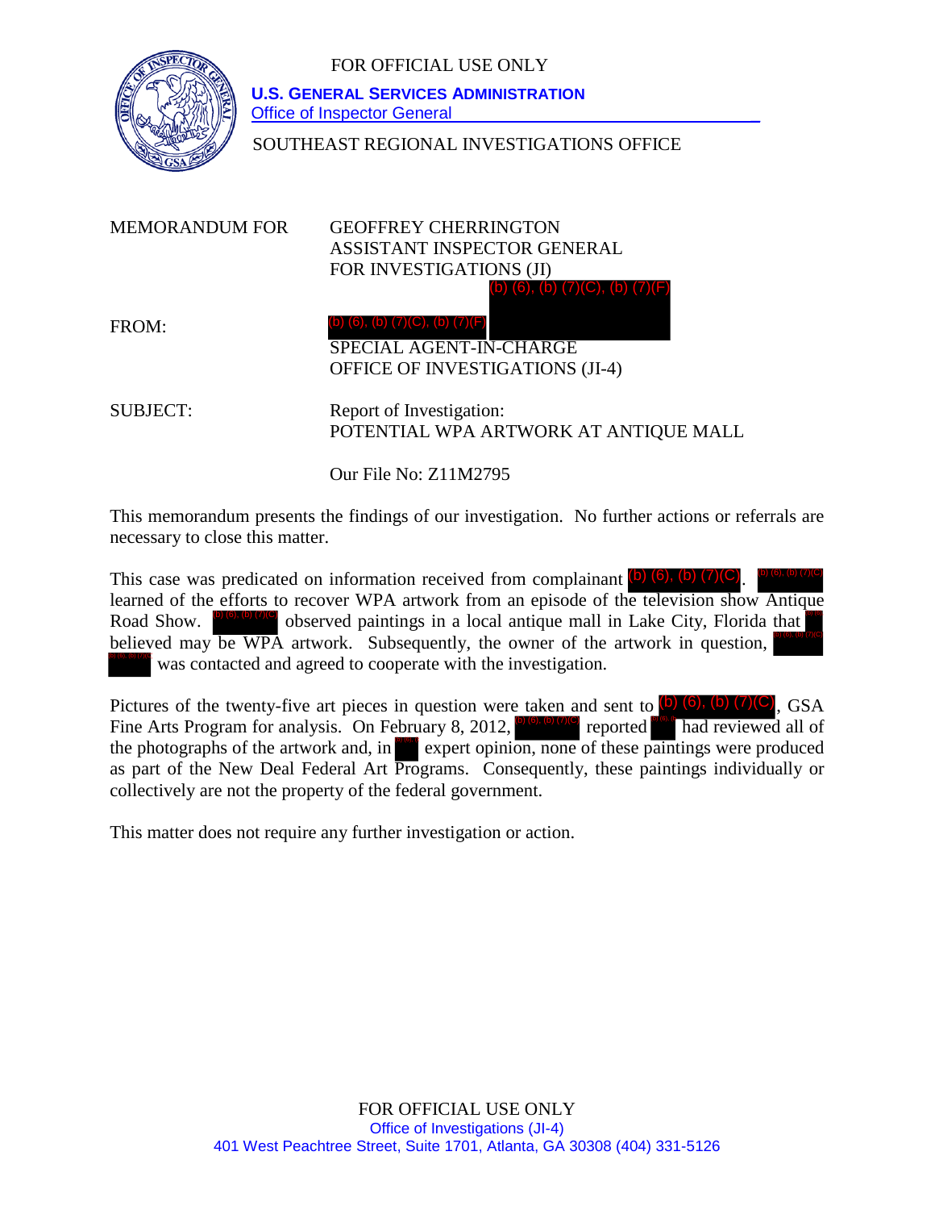FOR OFFICIAL USE ONLY

**U.S. GENERAL SERVICES ADMINISTRATION**
Office of Inspector General

SOUTHEAST REGIONAL INVESTIGATIONS OFFICE

MEMORANDUM FOR GEOFFREY CHERRINGTON
ASSISTANT INSPECTOR GENERAL
FOR INVESTIGATIONS (JI)

FROM: (b) (6), (b) (7)(C), (b) (7)(F) (b) (6), (b) (7)(C), (b) (7)(F)
SPECIAL AGENT-IN-CHARGE
OFFICE OF INVESTIGATIONS (JI-4)

SUBJECT: Report of Investigation:
POTENTIAL WPA ARTWORK AT ANTIQUE MALL

Our File No: Z11M2795

This memorandum presents the findings of our investigation. No further actions or referrals are necessary to close this matter.

This case was predicated on information received from complainant (b) (6), (b) (7)(C). (b) (6), (b) (7)(C) learned of the efforts to recover WPA artwork from an episode of the television show Antique Road Show. (b) (6), (b) (7)(C) observed paintings in a local antique mall in Lake City, Florida that (b) (6) believed may be WPA artwork. Subsequently, the owner of the artwork in question, (b) (6), (b) (7)(C) was contacted and agreed to cooperate with the investigation.

Pictures of the twenty-five art pieces in question were taken and sent to (b) (6), (b) (7)(C), GSA Fine Arts Program for analysis. On February 8, 2012, (b) (6), (b) (7)(C) reported (b) (6) had reviewed all of the photographs of the artwork and, in (b) (6) expert opinion, none of these paintings were produced as part of the New Deal Federal Art Programs. Consequently, these paintings individually or collectively are not the property of the federal government.

This matter does not require any further investigation or action.

FOR OFFICIAL USE ONLY
Office of Investigations (JI-4)
401 West Peachtree Street, Suite 1701, Atlanta, GA 30308 (404) 331-5126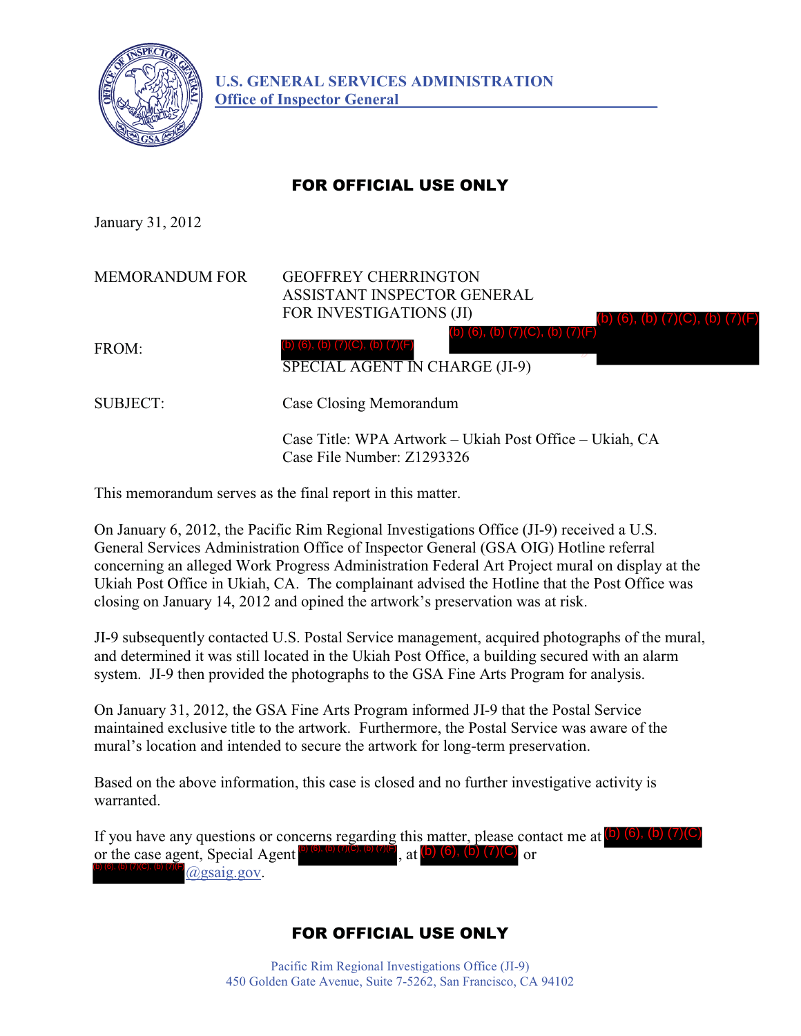**U.S. GENERAL SERVICES ADMINISTRATION**
**Office of Inspector General**

**FOR OFFICIAL USE ONLY**

January 31, 2012

MEMORANDUM FOR GEOFFREY CHERRINGTON
ASSISTANT INSPECTOR GENERAL
FOR INVESTIGATIONS (JI)

(b) (6), (b) (7)(C), (b) (7)(F)

FROM: (b) (6), (b) (7)(C), (b) (7)(F)
(b) (6), (b) (7)(C), (b) (7)(F)
SPECIAL AGENT IN CHARGE (JI-9)

SUBJECT: Case Closing Memorandum

Case Title: WPA Artwork – Ukiah Post Office – Ukiah, CA
Case File Number: Z1293326

This memorandum serves as the final report in this matter.

On January 6, 2012, the Pacific Rim Regional Investigations Office (JI-9) received a U.S. General Services Administration Office of Inspector General (GSA OIG) Hotline referral concerning an alleged Work Progress Administration Federal Art Project mural on display at the Ukiah Post Office in Ukiah, CA. The complainant advised the Hotline that the Post Office was closing on January 14, 2012 and opined the artwork's preservation was at risk.

JI-9 subsequently contacted U.S. Postal Service management, acquired photographs of the mural, and determined it was still located in the Ukiah Post Office, a building secured with an alarm system. JI-9 then provided the photographs to the GSA Fine Arts Program for analysis.

On January 31, 2012, the GSA Fine Arts Program informed JI-9 that the Postal Service maintained exclusive title to the artwork. Furthermore, the Postal Service was aware of the mural's location and intended to secure the artwork for long-term preservation.

Based on the above information, this case is closed and no further investigative activity is warranted.

If you have any questions or concerns regarding this matter, please contact me at (b) (6), (b) (7)(C) or the case agent, Special Agent (b) (6), (b) (7)(C), (b) (7)(F), at (b) (6), (b) (7)(C) or (b) (6), (b) (7)(C), (b) (7)(F)@gsaig.gov.

**FOR OFFICIAL USE ONLY**

Pacific Rim Regional Investigations Office (JI-9)
450 Golden Gate Avenue, Suite 7-5262, San Francisco, CA 94102